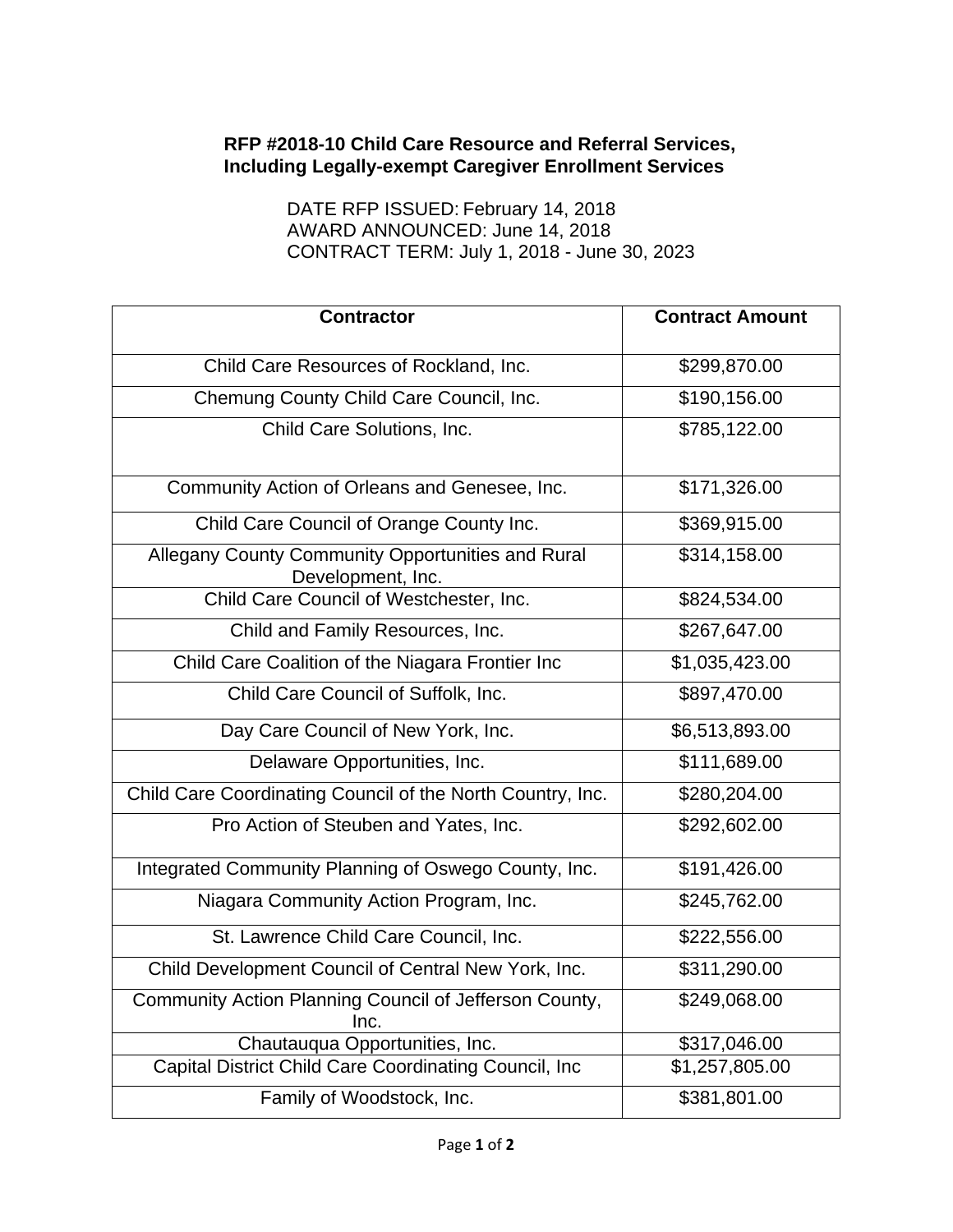**RFP #2018-10 Child Care Resource and Referral Services, Including Legally-exempt Caregiver Enrollment Services**

DATE RFP ISSUED: February 14, 2018
AWARD ANNOUNCED: June 14, 2018
CONTRACT TERM: July 1, 2018 - June 30, 2023

| Contractor | Contract Amount |
|---|---|
| Child Care Resources of Rockland, Inc. | $299,870.00 |
| Chemung County Child Care Council, Inc. | $190,156.00 |
| Child Care Solutions, Inc. | $785,122.00 |
| Community Action of Orleans and Genesee, Inc. | $171,326.00 |
| Child Care Council of Orange County Inc. | $369,915.00 |
| Allegany County Community Opportunities and Rural Development, Inc. | $314,158.00 |
| Child Care Council of Westchester, Inc. | $824,534.00 |
| Child and Family Resources, Inc. | $267,647.00 |
| Child Care Coalition of the Niagara Frontier Inc | $1,035,423.00 |
| Child Care Council of Suffolk, Inc. | $897,470.00 |
| Day Care Council of New York, Inc. | $6,513,893.00 |
| Delaware Opportunities, Inc. | $111,689.00 |
| Child Care Coordinating Council of the North Country, Inc. | $280,204.00 |
| Pro Action of Steuben and Yates, Inc. | $292,602.00 |
| Integrated Community Planning of Oswego County, Inc. | $191,426.00 |
| Niagara Community Action Program, Inc. | $245,762.00 |
| St. Lawrence Child Care Council, Inc. | $222,556.00 |
| Child Development Council of Central New York, Inc. | $311,290.00 |
| Community Action Planning Council of Jefferson County, Inc. | $249,068.00 |
| Chautauqua Opportunities, Inc. | $317,046.00 |
| Capital District Child Care Coordinating Council, Inc | $1,257,805.00 |
| Family of Woodstock, Inc. | $381,801.00 |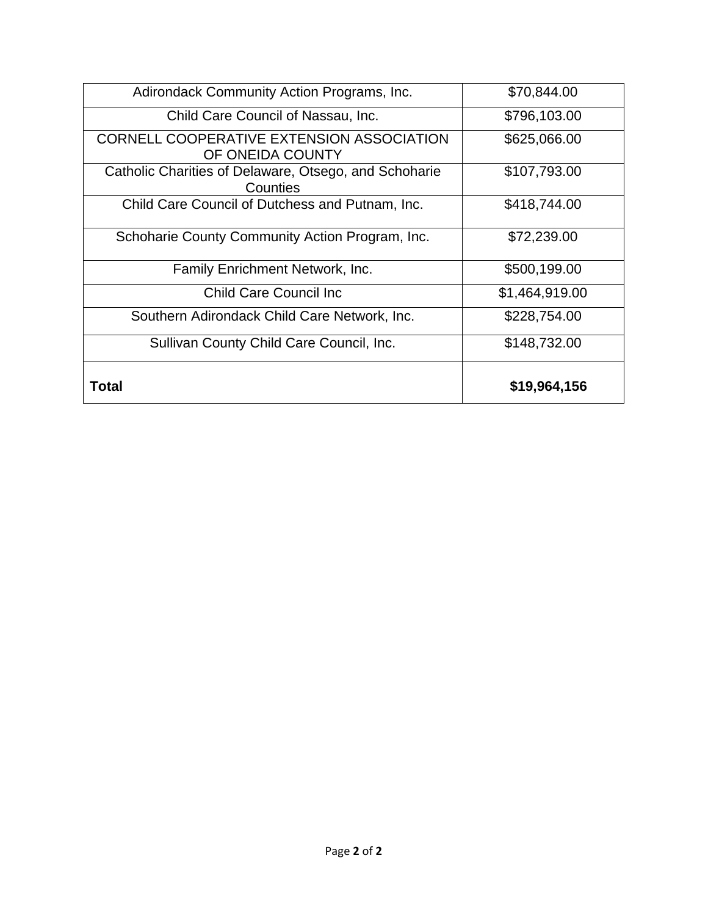| | |
|---|---|
| Adirondack Community Action Programs, Inc. | $70,844.00 |
| Child Care Council of Nassau, Inc. | $796,103.00 |
| CORNELL COOPERATIVE EXTENSION ASSOCIATION OF ONEIDA COUNTY | $625,066.00 |
| Catholic Charities of Delaware, Otsego, and Schoharie Counties | $107,793.00 |
| Child Care Council of Dutchess and Putnam, Inc. | $418,744.00 |
| Schoharie County Community Action Program, Inc. | $72,239.00 |
| Family Enrichment Network, Inc. | $500,199.00 |
| Child Care Council Inc | $1,464,919.00 |
| Southern Adirondack Child Care Network, Inc. | $228,754.00 |
| Sullivan County Child Care Council, Inc. | $148,732.00 |
| **Total** | **$19,964,156** |